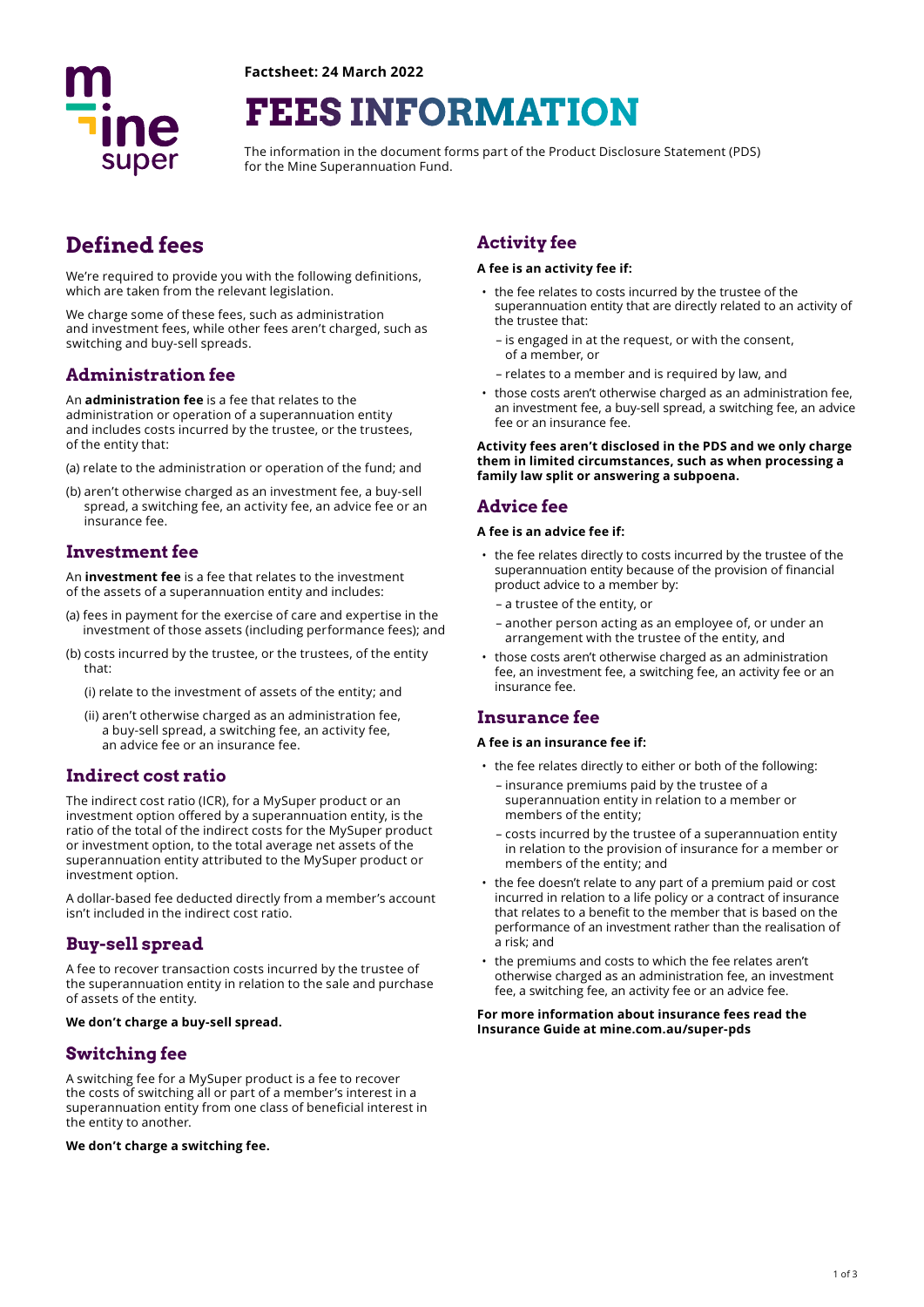**Factsheet: 24 March 2022**

# FEES INFORMATION

The information in the document forms part of the Product Disclosure Statement (PDS) for the Mine Superannuation Fund.

## Defined fees

We're required to provide you with the following definitions, which are taken from the relevant legislation.

We charge some of these fees, such as administration and investment fees, while other fees aren't charged, such as switching and buy-sell spreads.

### Administration fee

An **administration fee** is a fee that relates to the administration or operation of a superannuation entity and includes costs incurred by the trustee, or the trustees, of the entity that:

(a) relate to the administration or operation of the fund; and

(b) aren't otherwise charged as an investment fee, a buy-sell spread, a switching fee, an activity fee, an advice fee or an insurance fee.

### Investment fee

An **investment fee** is a fee that relates to the investment of the assets of a superannuation entity and includes:

(a) fees in payment for the exercise of care and expertise in the investment of those assets (including performance fees); and

(b) costs incurred by the trustee, or the trustees, of the entity that:

(i) relate to the investment of assets of the entity; and

(ii) aren't otherwise charged as an administration fee, a buy-sell spread, a switching fee, an activity fee, an advice fee or an insurance fee.

### Indirect cost ratio

The indirect cost ratio (ICR), for a MySuper product or an investment option offered by a superannuation entity, is the ratio of the total of the indirect costs for the MySuper product or investment option, to the total average net assets of the superannuation entity attributed to the MySuper product or investment option.

A dollar-based fee deducted directly from a member's account isn't included in the indirect cost ratio.

### Buy-sell spread

A fee to recover transaction costs incurred by the trustee of the superannuation entity in relation to the sale and purchase of assets of the entity.

**We don't charge a buy-sell spread.**

### Switching fee

A switching fee for a MySuper product is a fee to recover the costs of switching all or part of a member's interest in a superannuation entity from one class of beneficial interest in the entity to another.

**We don't charge a switching fee.**

### Activity fee

**A fee is an activity fee if:**

- the fee relates to costs incurred by the trustee of the superannuation entity that are directly related to an activity of the trustee that:
  - is engaged in at the request, or with the consent, of a member, or
  - relates to a member and is required by law, and
- those costs aren't otherwise charged as an administration fee, an investment fee, a buy-sell spread, a switching fee, an advice fee or an insurance fee.

**Activity fees aren't disclosed in the PDS and we only charge them in limited circumstances, such as when processing a family law split or answering a subpoena.**

### Advice fee

**A fee is an advice fee if:**

- the fee relates directly to costs incurred by the trustee of the superannuation entity because of the provision of financial product advice to a member by:
  - a trustee of the entity, or
  - another person acting as an employee of, or under an arrangement with the trustee of the entity, and
- those costs aren't otherwise charged as an administration fee, an investment fee, a switching fee, an activity fee or an insurance fee.

### Insurance fee

**A fee is an insurance fee if:**

- the fee relates directly to either or both of the following:
  - insurance premiums paid by the trustee of a superannuation entity in relation to a member or members of the entity;
  - costs incurred by the trustee of a superannuation entity in relation to the provision of insurance for a member or members of the entity; and
- the fee doesn't relate to any part of a premium paid or cost incurred in relation to a life policy or a contract of insurance that relates to a benefit to the member that is based on the performance of an investment rather than the realisation of a risk; and
- the premiums and costs to which the fee relates aren't otherwise charged as an administration fee, an investment fee, a switching fee, an activity fee or an advice fee.

**For more information about insurance fees read the Insurance Guide at mine.com.au/super-pds**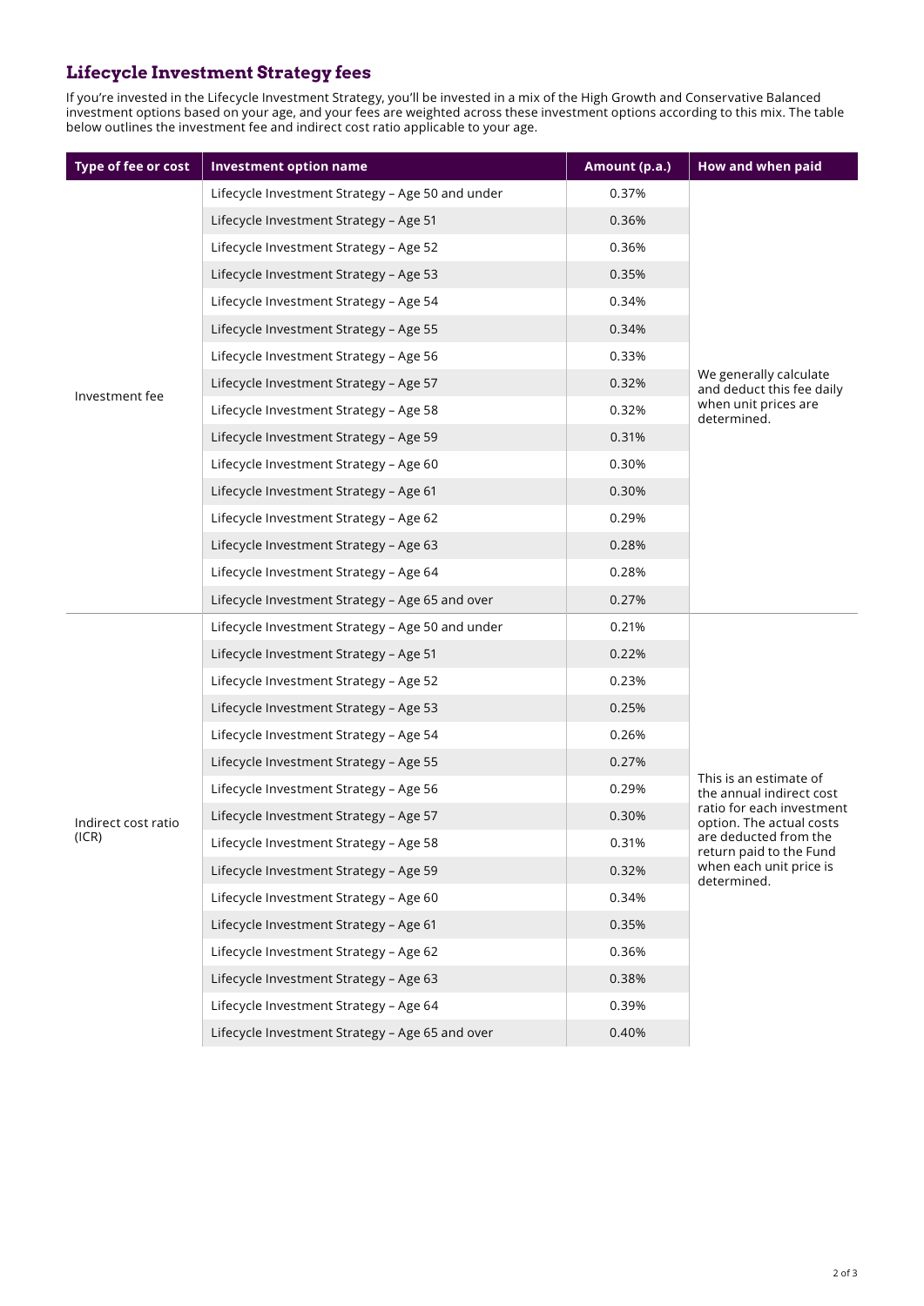## Lifecycle Investment Strategy fees

If you're invested in the Lifecycle Investment Strategy, you'll be invested in a mix of the High Growth and Conservative Balanced investment options based on your age, and your fees are weighted across these investment options according to this mix. The table below outlines the investment fee and indirect cost ratio applicable to your age.

| Type of fee or cost | Investment option name | Amount (p.a.) | How and when paid |
|---|---|---|---|
| Investment fee | Lifecycle Investment Strategy – Age 50 and under | 0.37% | We generally calculate and deduct this fee daily when unit prices are determined. |
| | Lifecycle Investment Strategy – Age 51 | 0.36% | |
| | Lifecycle Investment Strategy – Age 52 | 0.36% | |
| | Lifecycle Investment Strategy – Age 53 | 0.35% | |
| | Lifecycle Investment Strategy – Age 54 | 0.34% | |
| | Lifecycle Investment Strategy – Age 55 | 0.34% | |
| | Lifecycle Investment Strategy – Age 56 | 0.33% | |
| | Lifecycle Investment Strategy – Age 57 | 0.32% | |
| | Lifecycle Investment Strategy – Age 58 | 0.32% | |
| | Lifecycle Investment Strategy – Age 59 | 0.31% | |
| | Lifecycle Investment Strategy – Age 60 | 0.30% | |
| | Lifecycle Investment Strategy – Age 61 | 0.30% | |
| | Lifecycle Investment Strategy – Age 62 | 0.29% | |
| | Lifecycle Investment Strategy – Age 63 | 0.28% | |
| | Lifecycle Investment Strategy – Age 64 | 0.28% | |
| | Lifecycle Investment Strategy – Age 65 and over | 0.27% | |
| Indirect cost ratio (ICR) | Lifecycle Investment Strategy – Age 50 and under | 0.21% | This is an estimate of the annual indirect cost ratio for each investment option. The actual costs are deducted from the return paid to the Fund when each unit price is determined. |
| | Lifecycle Investment Strategy – Age 51 | 0.22% | |
| | Lifecycle Investment Strategy – Age 52 | 0.23% | |
| | Lifecycle Investment Strategy – Age 53 | 0.25% | |
| | Lifecycle Investment Strategy – Age 54 | 0.26% | |
| | Lifecycle Investment Strategy – Age 55 | 0.27% | |
| | Lifecycle Investment Strategy – Age 56 | 0.29% | |
| | Lifecycle Investment Strategy – Age 57 | 0.30% | |
| | Lifecycle Investment Strategy – Age 58 | 0.31% | |
| | Lifecycle Investment Strategy – Age 59 | 0.32% | |
| | Lifecycle Investment Strategy – Age 60 | 0.34% | |
| | Lifecycle Investment Strategy – Age 61 | 0.35% | |
| | Lifecycle Investment Strategy – Age 62 | 0.36% | |
| | Lifecycle Investment Strategy – Age 63 | 0.38% | |
| | Lifecycle Investment Strategy – Age 64 | 0.39% | |
| | Lifecycle Investment Strategy – Age 65 and over | 0.40% | |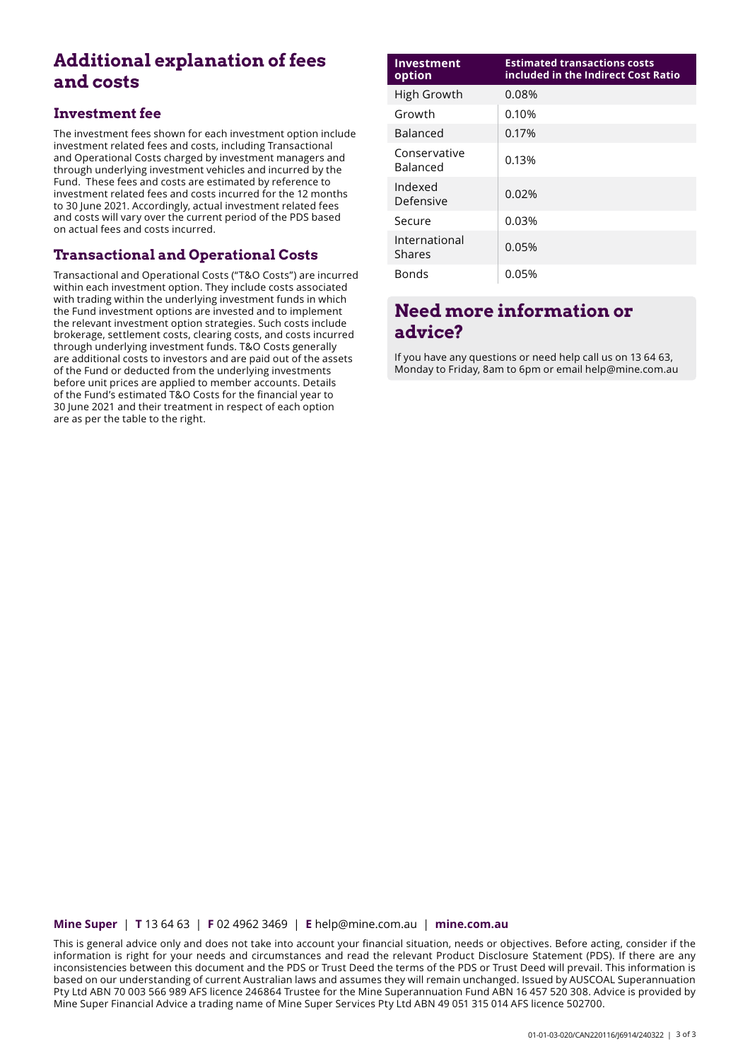## Additional explanation of fees and costs

### Investment fee

The investment fees shown for each investment option include investment related fees and costs, including Transactional and Operational Costs charged by investment managers and through underlying investment vehicles and incurred by the Fund. These fees and costs are estimated by reference to investment related fees and costs incurred for the 12 months to 30 June 2021. Accordingly, actual investment related fees and costs will vary over the current period of the PDS based on actual fees and costs incurred.

### Transactional and Operational Costs

Transactional and Operational Costs ("T&O Costs") are incurred within each investment option. They include costs associated with trading within the underlying investment funds in which the Fund investment options are invested and to implement the relevant investment option strategies. Such costs include brokerage, settlement costs, clearing costs, and costs incurred through underlying investment funds. T&O Costs generally are additional costs to investors and are paid out of the assets of the Fund or deducted from the underlying investments before unit prices are applied to member accounts. Details of the Fund's estimated T&O Costs for the financial year to 30 June 2021 and their treatment in respect of each option are as per the table to the right.

| Investment option | Estimated transactions costs included in the Indirect Cost Ratio |
|---|---|
| High Growth | 0.08% |
| Growth | 0.10% |
| Balanced | 0.17% |
| Conservative Balanced | 0.13% |
| Indexed Defensive | 0.02% |
| Secure | 0.03% |
| International Shares | 0.05% |
| Bonds | 0.05% |

## Need more information or advice?

If you have any questions or need help call us on 13 64 63, Monday to Friday, 8am to 6pm or email help@mine.com.au

**Mine Super** | **T** 13 64 63 | **F** 02 4962 3469 | **E** help@mine.com.au | **mine.com.au**

This is general advice only and does not take into account your financial situation, needs or objectives. Before acting, consider if the information is right for your needs and circumstances and read the relevant Product Disclosure Statement (PDS). If there are any inconsistencies between this document and the PDS or Trust Deed the terms of the PDS or Trust Deed will prevail. This information is based on our understanding of current Australian laws and assumes they will remain unchanged. Issued by AUSCOAL Superannuation Pty Ltd ABN 70 003 566 989 AFS licence 246864 Trustee for the Mine Superannuation Fund ABN 16 457 520 308. Advice is provided by Mine Super Financial Advice a trading name of Mine Super Services Pty Ltd ABN 49 051 315 014 AFS licence 502700.

01-01-03-020/CAN220116/J6914/240322